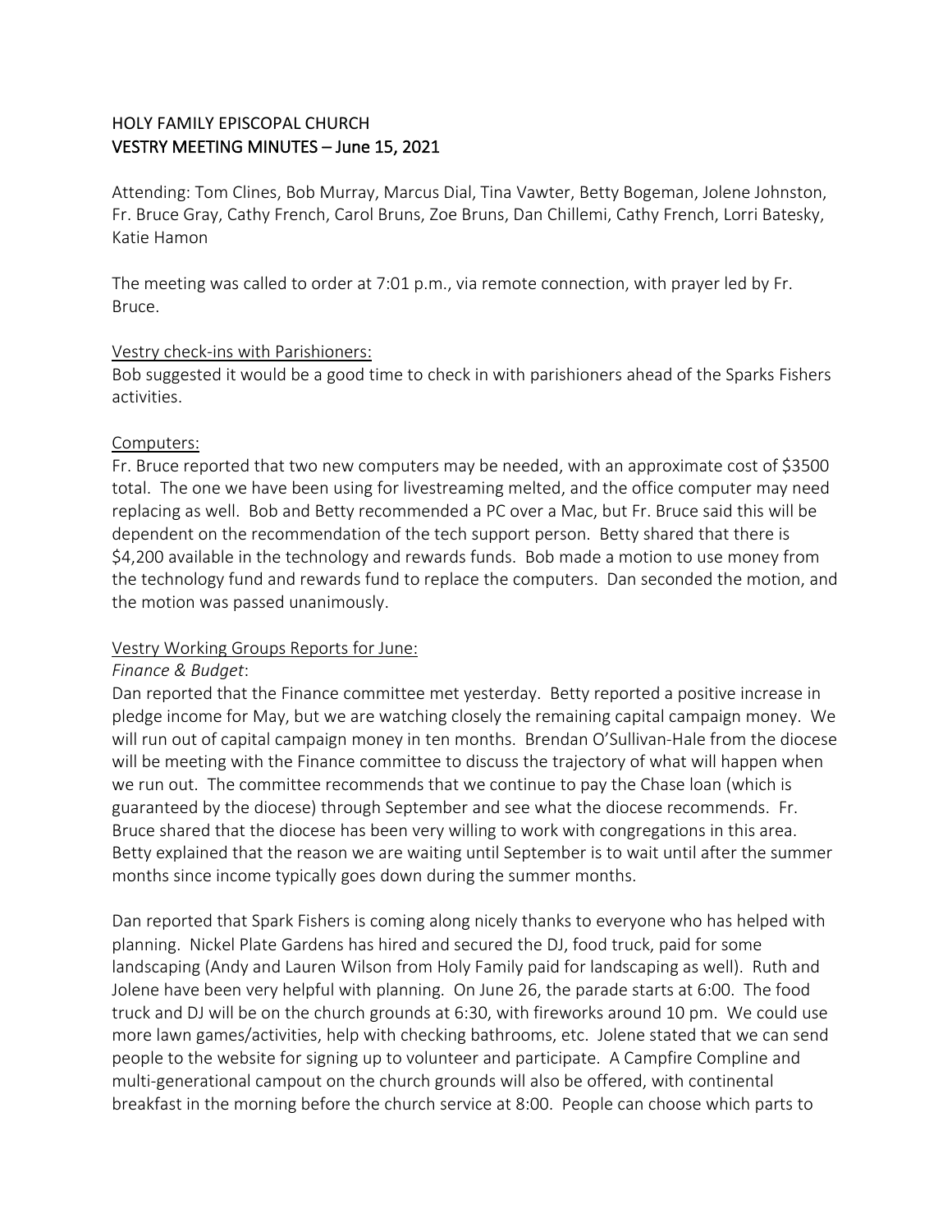# HOLY FAMILY EPISCOPAL CHURCH
## VESTRY MEETING MINUTES – June 15, 2021

Attending: Tom Clines, Bob Murray, Marcus Dial, Tina Vawter, Betty Bogeman, Jolene Johnston, Fr. Bruce Gray, Cathy French, Carol Bruns, Zoe Bruns, Dan Chillemi, Cathy French, Lorri Batesky, Katie Hamon

The meeting was called to order at 7:01 p.m., via remote connection, with prayer led by Fr. Bruce.

Vestry check-ins with Parishioners:

Bob suggested it would be a good time to check in with parishioners ahead of the Sparks Fishers activities.

Computers:

Fr. Bruce reported that two new computers may be needed, with an approximate cost of $3500 total. The one we have been using for livestreaming melted, and the office computer may need replacing as well. Bob and Betty recommended a PC over a Mac, but Fr. Bruce said this will be dependent on the recommendation of the tech support person. Betty shared that there is $4,200 available in the technology and rewards funds. Bob made a motion to use money from the technology fund and rewards fund to replace the computers. Dan seconded the motion, and the motion was passed unanimously.

Vestry Working Groups Reports for June:

*Finance & Budget*:

Dan reported that the Finance committee met yesterday. Betty reported a positive increase in pledge income for May, but we are watching closely the remaining capital campaign money. We will run out of capital campaign money in ten months. Brendan O'Sullivan-Hale from the diocese will be meeting with the Finance committee to discuss the trajectory of what will happen when we run out. The committee recommends that we continue to pay the Chase loan (which is guaranteed by the diocese) through September and see what the diocese recommends. Fr. Bruce shared that the diocese has been very willing to work with congregations in this area. Betty explained that the reason we are waiting until September is to wait until after the summer months since income typically goes down during the summer months.

Dan reported that Spark Fishers is coming along nicely thanks to everyone who has helped with planning. Nickel Plate Gardens has hired and secured the DJ, food truck, paid for some landscaping (Andy and Lauren Wilson from Holy Family paid for landscaping as well). Ruth and Jolene have been very helpful with planning. On June 26, the parade starts at 6:00. The food truck and DJ will be on the church grounds at 6:30, with fireworks around 10 pm. We could use more lawn games/activities, help with checking bathrooms, etc. Jolene stated that we can send people to the website for signing up to volunteer and participate. A Campfire Compline and multi-generational campout on the church grounds will also be offered, with continental breakfast in the morning before the church service at 8:00. People can choose which parts to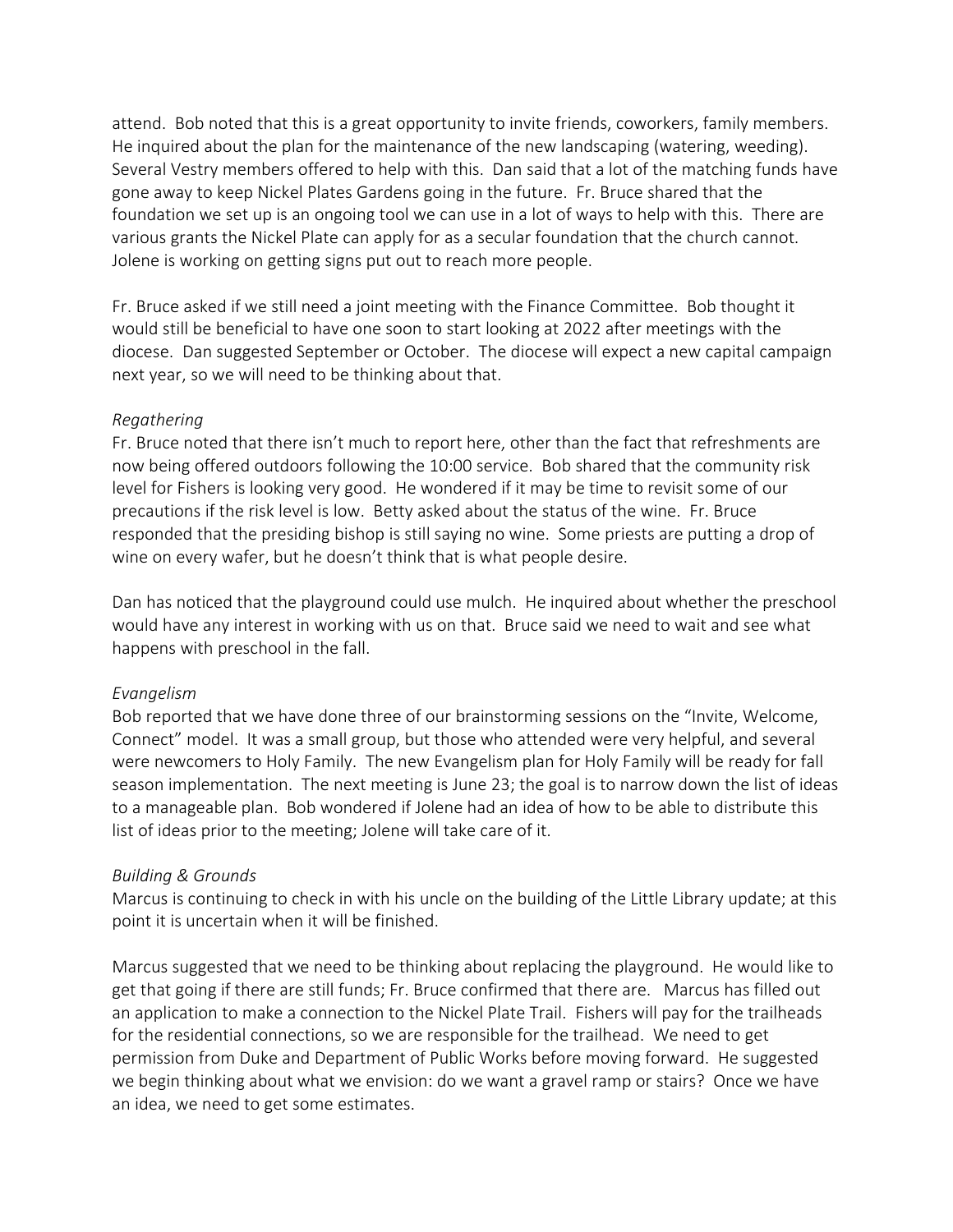attend. Bob noted that this is a great opportunity to invite friends, coworkers, family members. He inquired about the plan for the maintenance of the new landscaping (watering, weeding). Several Vestry members offered to help with this. Dan said that a lot of the matching funds have gone away to keep Nickel Plates Gardens going in the future. Fr. Bruce shared that the foundation we set up is an ongoing tool we can use in a lot of ways to help with this. There are various grants the Nickel Plate can apply for as a secular foundation that the church cannot. Jolene is working on getting signs put out to reach more people.

Fr. Bruce asked if we still need a joint meeting with the Finance Committee. Bob thought it would still be beneficial to have one soon to start looking at 2022 after meetings with the diocese. Dan suggested September or October. The diocese will expect a new capital campaign next year, so we will need to be thinking about that.

*Regathering*

Fr. Bruce noted that there isn't much to report here, other than the fact that refreshments are now being offered outdoors following the 10:00 service. Bob shared that the community risk level for Fishers is looking very good. He wondered if it may be time to revisit some of our precautions if the risk level is low. Betty asked about the status of the wine. Fr. Bruce responded that the presiding bishop is still saying no wine. Some priests are putting a drop of wine on every wafer, but he doesn't think that is what people desire.

Dan has noticed that the playground could use mulch. He inquired about whether the preschool would have any interest in working with us on that. Bruce said we need to wait and see what happens with preschool in the fall.

*Evangelism*

Bob reported that we have done three of our brainstorming sessions on the "Invite, Welcome, Connect" model. It was a small group, but those who attended were very helpful, and several were newcomers to Holy Family. The new Evangelism plan for Holy Family will be ready for fall season implementation. The next meeting is June 23; the goal is to narrow down the list of ideas to a manageable plan. Bob wondered if Jolene had an idea of how to be able to distribute this list of ideas prior to the meeting; Jolene will take care of it.

*Building & Grounds*

Marcus is continuing to check in with his uncle on the building of the Little Library update; at this point it is uncertain when it will be finished.

Marcus suggested that we need to be thinking about replacing the playground. He would like to get that going if there are still funds; Fr. Bruce confirmed that there are. Marcus has filled out an application to make a connection to the Nickel Plate Trail. Fishers will pay for the trailheads for the residential connections, so we are responsible for the trailhead. We need to get permission from Duke and Department of Public Works before moving forward. He suggested we begin thinking about what we envision: do we want a gravel ramp or stairs? Once we have an idea, we need to get some estimates.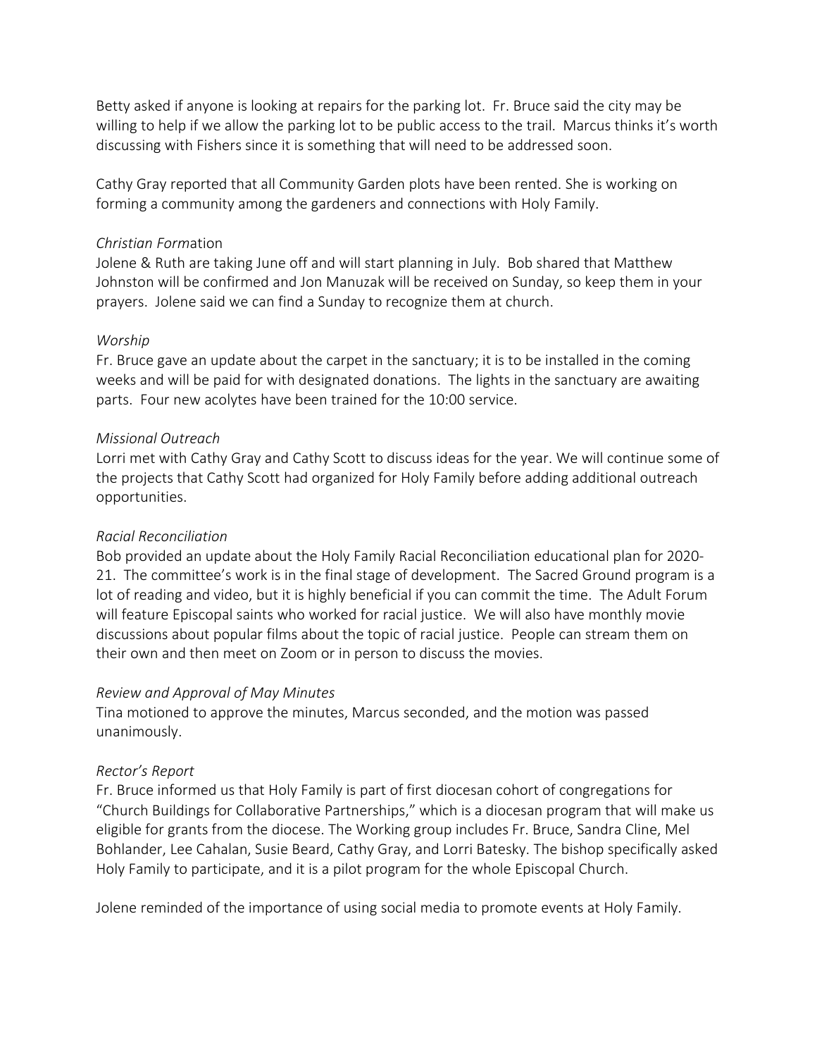Betty asked if anyone is looking at repairs for the parking lot. Fr. Bruce said the city may be willing to help if we allow the parking lot to be public access to the trail. Marcus thinks it's worth discussing with Fishers since it is something that will need to be addressed soon.

Cathy Gray reported that all Community Garden plots have been rented. She is working on forming a community among the gardeners and connections with Holy Family.

*Christian Formation*

Jolene & Ruth are taking June off and will start planning in July. Bob shared that Matthew Johnston will be confirmed and Jon Manuzak will be received on Sunday, so keep them in your prayers. Jolene said we can find a Sunday to recognize them at church.

*Worship*

Fr. Bruce gave an update about the carpet in the sanctuary; it is to be installed in the coming weeks and will be paid for with designated donations. The lights in the sanctuary are awaiting parts. Four new acolytes have been trained for the 10:00 service.

*Missional Outreach*

Lorri met with Cathy Gray and Cathy Scott to discuss ideas for the year. We will continue some of the projects that Cathy Scott had organized for Holy Family before adding additional outreach opportunities.

*Racial Reconciliation*

Bob provided an update about the Holy Family Racial Reconciliation educational plan for 2020-21. The committee's work is in the final stage of development. The Sacred Ground program is a lot of reading and video, but it is highly beneficial if you can commit the time. The Adult Forum will feature Episcopal saints who worked for racial justice. We will also have monthly movie discussions about popular films about the topic of racial justice. People can stream them on their own and then meet on Zoom or in person to discuss the movies.

*Review and Approval of May Minutes*

Tina motioned to approve the minutes, Marcus seconded, and the motion was passed unanimously.

*Rector's Report*

Fr. Bruce informed us that Holy Family is part of first diocesan cohort of congregations for "Church Buildings for Collaborative Partnerships," which is a diocesan program that will make us eligible for grants from the diocese. The Working group includes Fr. Bruce, Sandra Cline, Mel Bohlander, Lee Cahalan, Susie Beard, Cathy Gray, and Lorri Batesky. The bishop specifically asked Holy Family to participate, and it is a pilot program for the whole Episcopal Church.

Jolene reminded of the importance of using social media to promote events at Holy Family.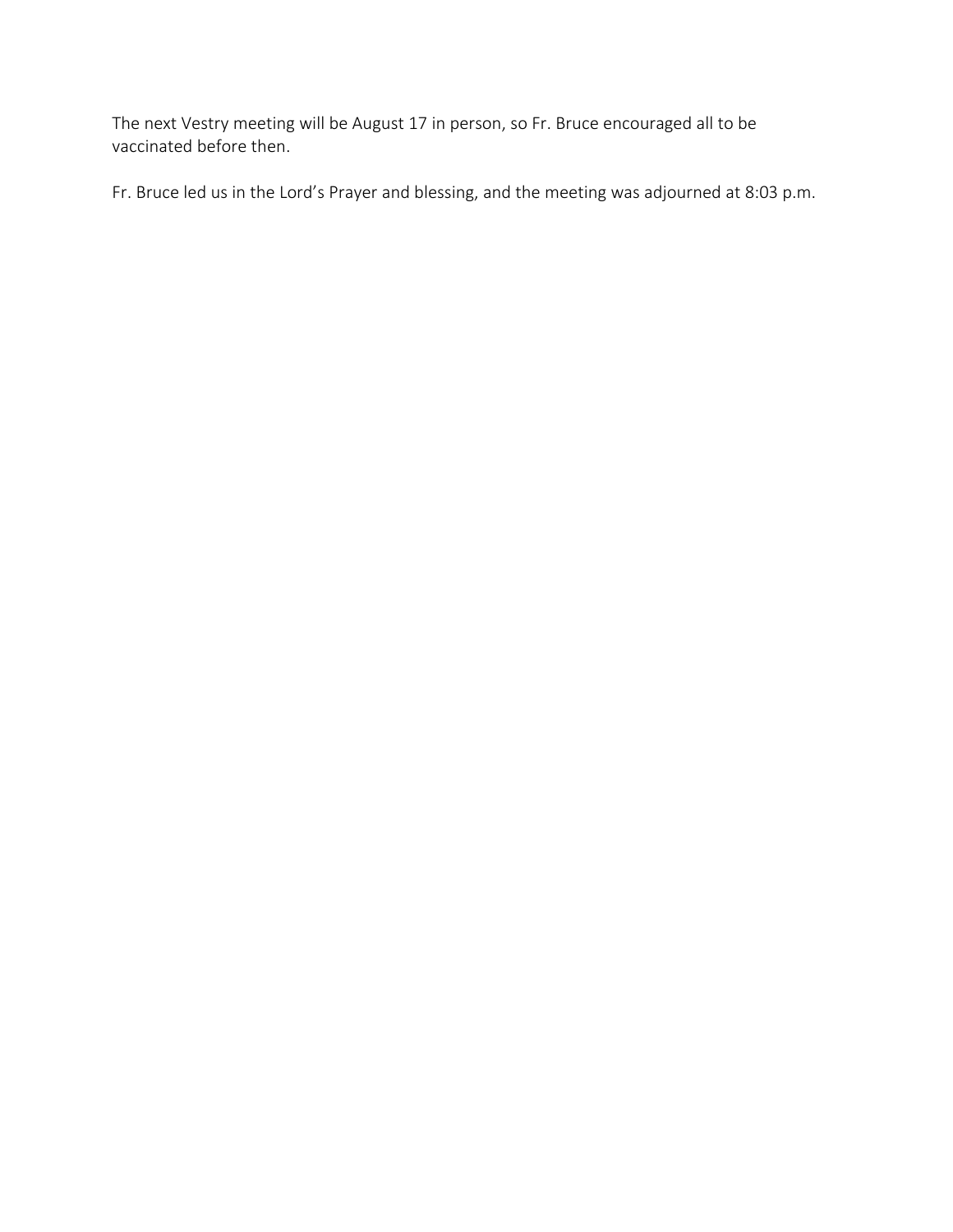The next Vestry meeting will be August 17 in person, so Fr. Bruce encouraged all to be vaccinated before then.

Fr. Bruce led us in the Lord's Prayer and blessing, and the meeting was adjourned at 8:03 p.m.